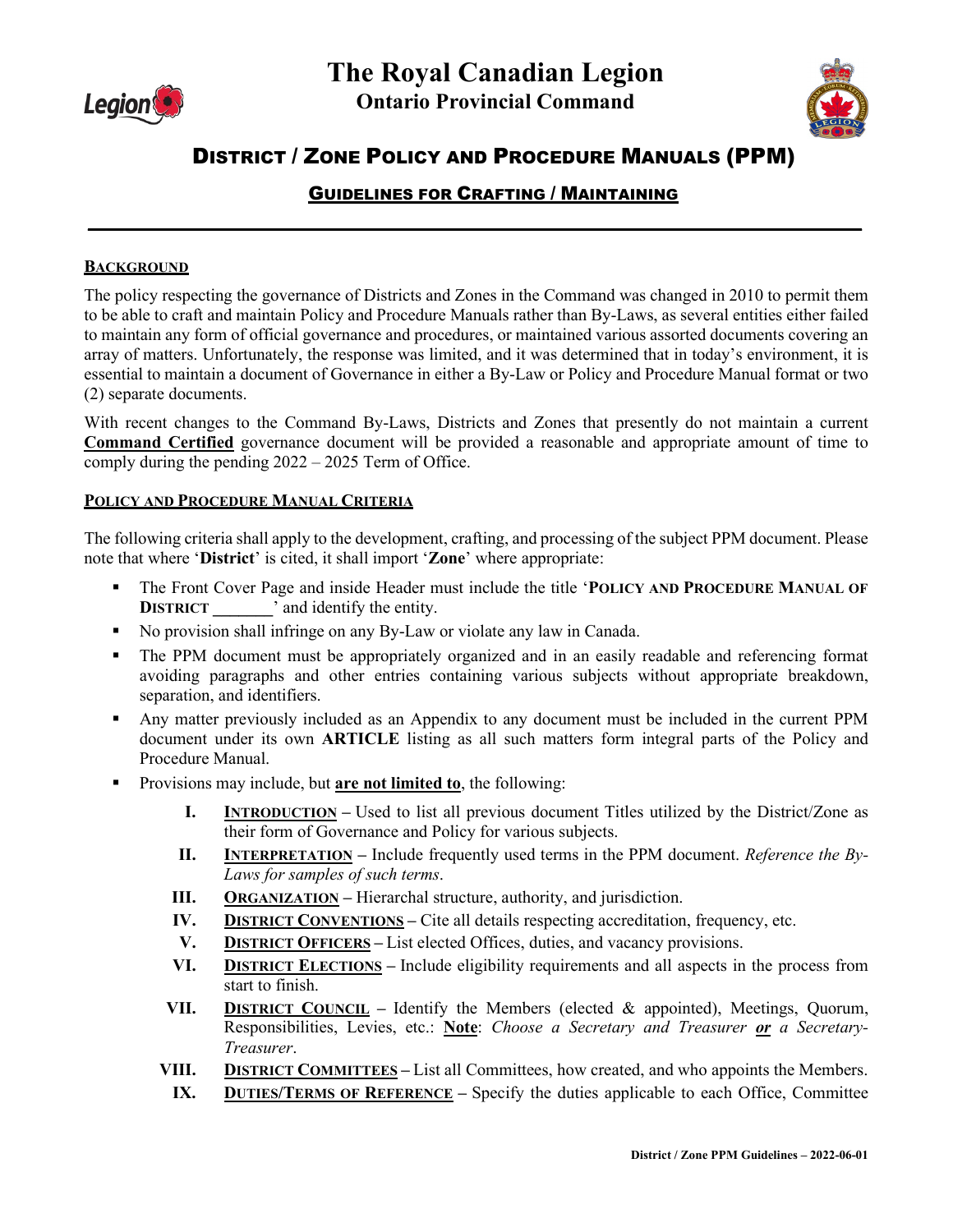# The Royal Canadian Legion

## Ontario Provincial Command

# District / Zone Policy and Procedure Manuals (PPM)

## Guidelines for Crafting / Maintaining

### Background

The policy respecting the governance of Districts and Zones in the Command was changed in 2010 to permit them to be able to craft and maintain Policy and Procedure Manuals rather than By-Laws, as several entities either failed to maintain any form of official governance and procedures, or maintained various assorted documents covering an array of matters. Unfortunately, the response was limited, and it was determined that in today's environment, it is essential to maintain a document of Governance in either a By-Law or Policy and Procedure Manual format or two (2) separate documents.

With recent changes to the Command By-Laws, Districts and Zones that presently do not maintain a current **Command Certified** governance document will be provided a reasonable and appropriate amount of time to comply during the pending 2022 – 2025 Term of Office.

### Policy and Procedure Manual Criteria

The following criteria shall apply to the development, crafting, and processing of the subject PPM document. Please note that where '**District**' is cited, it shall import '**Zone**' where appropriate:

- The Front Cover Page and inside Header must include the title '**Policy and Procedure Manual of District _______**' and identify the entity.
- No provision shall infringe on any By-Law or violate any law in Canada.
- The PPM document must be appropriately organized and in an easily readable and referencing format avoiding paragraphs and other entries containing various subjects without appropriate breakdown, separation, and identifiers.
- Any matter previously included as an Appendix to any document must be included in the current PPM document under its own **ARTICLE** listing as all such matters form integral parts of the Policy and Procedure Manual.
- Provisions may include, but **are not limited to**, the following:
    - **I. Introduction** – Used to list all previous document Titles utilized by the District/Zone as their form of Governance and Policy for various subjects.
    - **II. Interpretation** – Include frequently used terms in the PPM document. *Reference the By-Laws for samples of such terms*.
    - **III. Organization** – Hierarchal structure, authority, and jurisdiction.
    - **IV. District Conventions** – Cite all details respecting accreditation, frequency, etc.
    - **V. District Officers** – List elected Offices, duties, and vacancy provisions.
    - **VI. District Elections** – Include eligibility requirements and all aspects in the process from start to finish.
    - **VII. District Council** – Identify the Members (elected & appointed), Meetings, Quorum, Responsibilities, Levies, etc.: **Note**: *Choose a Secretary and Treasurer* ***or*** *a Secretary-Treasurer*.
    - **VIII. District Committees** – List all Committees, how created, and who appoints the Members.
    - **IX. Duties/Terms of Reference** – Specify the duties applicable to each Office, Committee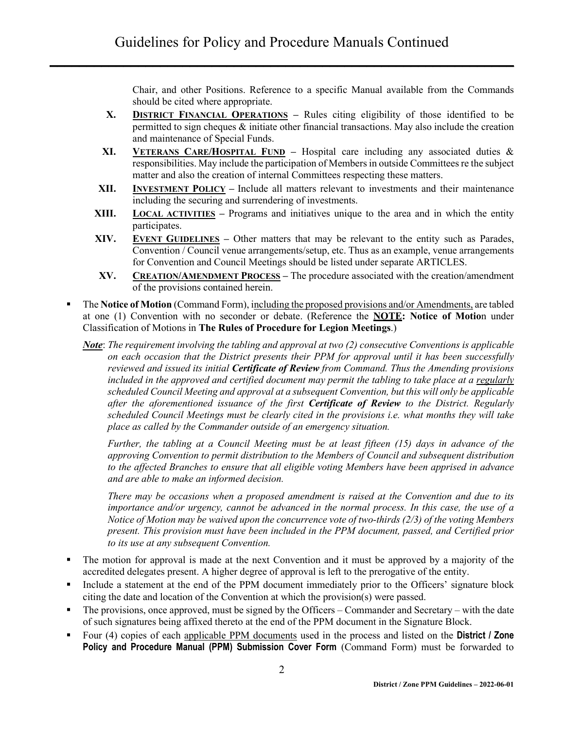Chair, and other Positions. Reference to a specific Manual available from the Commands should be cited where appropriate.

X. **<u>DISTRICT FINANCIAL OPERATIONS</u>** – Rules citing eligibility of those identified to be permitted to sign cheques & initiate other financial transactions. May also include the creation and maintenance of Special Funds.

XI. **<u>VETERANS CARE/HOSPITAL FUND</u>** – Hospital care including any associated duties & responsibilities. May include the participation of Members in outside Committees re the subject matter and also the creation of internal Committees respecting these matters.

XII. **<u>INVESTMENT POLICY</u>** – Include all matters relevant to investments and their maintenance including the securing and surrendering of investments.

XIII. **<u>LOCAL ACTIVITIES</u>** – Programs and initiatives unique to the area and in which the entity participates.

XIV. **<u>EVENT GUIDELINES</u>** – Other matters that may be relevant to the entity such as Parades, Convention / Council venue arrangements/setup, etc. Thus as an example, venue arrangements for Convention and Council Meetings should be listed under separate ARTICLES.

XV. **<u>CREATION/AMENDMENT PROCESS</u>** – The procedure associated with the creation/amendment of the provisions contained herein.

- The **Notice of Motion** (Command Form), <u>including the proposed provisions and/or Amendments,</u> are tabled at one (1) Convention with no seconder or debate. (Reference the **<u>NOTE</u>: Notice of Motio**n under Classification of Motions in **The Rules of Procedure for Legion Meetings**.)

  ***<u>Note</u>***: *The requirement involving the tabling and approval at two (2) consecutive Conventions is applicable on each occasion that the District presents their PPM for approval until it has been successfully reviewed and issued its initial **Certificate of Review** from Command. Thus the Amending provisions included in the approved and certified document may permit the tabling to take place at a <u>regularly</u> scheduled Council Meeting and approval at a subsequent Convention, but this will only be applicable after the aforementioned issuance of the first **Certificate of Review** to the District. Regularly scheduled Council Meetings must be clearly cited in the provisions i.e. what months they will take place as called by the Commander outside of an emergency situation.*

  *Further, the tabling at a Council Meeting must be at least fifteen (15) days in advance of the approving Convention to permit distribution to the Members of Council and subsequent distribution to the affected Branches to ensure that all eligible voting Members have been apprised in advance and are able to make an informed decision.*

  *There may be occasions when a proposed amendment is raised at the Convention and due to its importance and/or urgency, cannot be advanced in the normal process. In this case, the use of a Notice of Motion may be waived upon the concurrence vote of two-thirds (2/3) of the voting Members present. This provision must have been included in the PPM document, passed, and Certified prior to its use at any subsequent Convention.*

- The motion for approval is made at the next Convention and it must be approved by a majority of the accredited delegates present. A higher degree of approval is left to the prerogative of the entity.
- Include a statement at the end of the PPM document immediately prior to the Officers' signature block citing the date and location of the Convention at which the provision(s) were passed.
- The provisions, once approved, must be signed by the Officers – Commander and Secretary – with the date of such signatures being affixed thereto at the end of the PPM document in the Signature Block.
- Four (4) copies of each <u>applicable PPM documents</u> used in the process and listed on the **District / Zone Policy and Procedure Manual (PPM) Submission Cover Form** (Command Form) must be forwarded to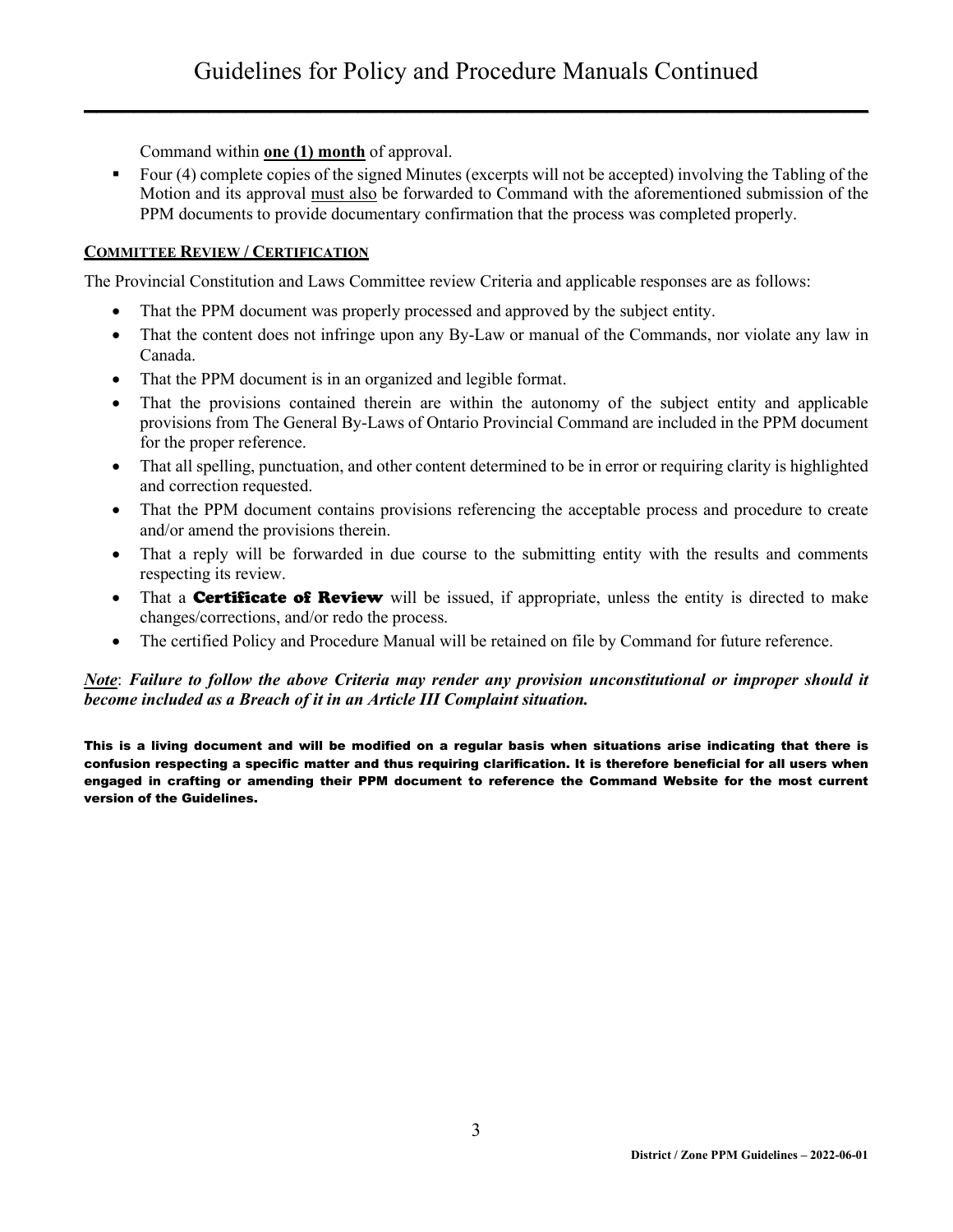Command within **one (1) month** of approval.

- Four (4) complete copies of the signed Minutes (excerpts will not be accepted) involving the Tabling of the Motion and its approval must also be forwarded to Command with the aforementioned submission of the PPM documents to provide documentary confirmation that the process was completed properly.

**COMMITTEE REVIEW / CERTIFICATION**

The Provincial Constitution and Laws Committee review Criteria and applicable responses are as follows:

- That the PPM document was properly processed and approved by the subject entity.
- That the content does not infringe upon any By-Law or manual of the Commands, nor violate any law in Canada.
- That the PPM document is in an organized and legible format.
- That the provisions contained therein are within the autonomy of the subject entity and applicable provisions from The General By-Laws of Ontario Provincial Command are included in the PPM document for the proper reference.
- That all spelling, punctuation, and other content determined to be in error or requiring clarity is highlighted and correction requested.
- That the PPM document contains provisions referencing the acceptable process and procedure to create and/or amend the provisions therein.
- That a reply will be forwarded in due course to the submitting entity with the results and comments respecting its review.
- That a **Certificate of Review** will be issued, if appropriate, unless the entity is directed to make changes/corrections, and/or redo the process.
- The certified Policy and Procedure Manual will be retained on file by Command for future reference.

***Note*: Failure to follow the above Criteria may render any provision unconstitutional or improper should it become included as a Breach of it in an Article III Complaint situation.**

**This is a living document and will be modified on a regular basis when situations arise indicating that there is confusion respecting a specific matter and thus requiring clarification. It is therefore beneficial for all users when engaged in crafting or amending their PPM document to reference the Command Website for the most current version of the Guidelines.**